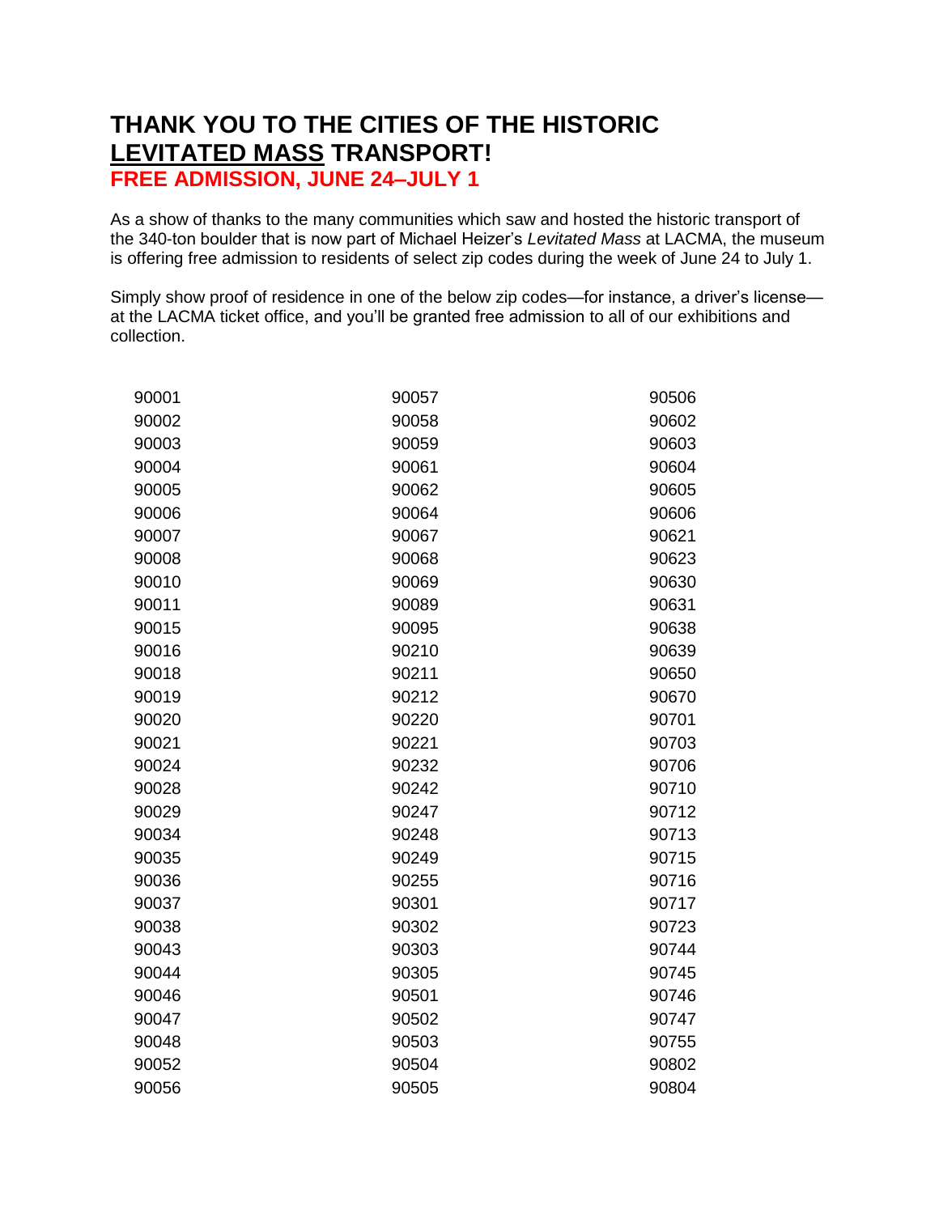# THANK YOU TO THE CITIES OF THE HISTORIC LEVITATED MASS TRANSPORT!

## FREE ADMISSION, JUNE 24–JULY 1

As a show of thanks to the many communities which saw and hosted the historic transport of the 340-ton boulder that is now part of Michael Heizer's *Levitated Mass* at LACMA, the museum is offering free admission to residents of select zip codes during the week of June 24 to July 1.

Simply show proof of residence in one of the below zip codes—for instance, a driver's license—at the LACMA ticket office, and you'll be granted free admission to all of our exhibitions and collection.

| | | |
|---|---|---|
| 90001 | 90057 | 90506 |
| 90002 | 90058 | 90602 |
| 90003 | 90059 | 90603 |
| 90004 | 90061 | 90604 |
| 90005 | 90062 | 90605 |
| 90006 | 90064 | 90606 |
| 90007 | 90067 | 90621 |
| 90008 | 90068 | 90623 |
| 90010 | 90069 | 90630 |
| 90011 | 90089 | 90631 |
| 90015 | 90095 | 90638 |
| 90016 | 90210 | 90639 |
| 90018 | 90211 | 90650 |
| 90019 | 90212 | 90670 |
| 90020 | 90220 | 90701 |
| 90021 | 90221 | 90703 |
| 90024 | 90232 | 90706 |
| 90028 | 90242 | 90710 |
| 90029 | 90247 | 90712 |
| 90034 | 90248 | 90713 |
| 90035 | 90249 | 90715 |
| 90036 | 90255 | 90716 |
| 90037 | 90301 | 90717 |
| 90038 | 90302 | 90723 |
| 90043 | 90303 | 90744 |
| 90044 | 90305 | 90745 |
| 90046 | 90501 | 90746 |
| 90047 | 90502 | 90747 |
| 90048 | 90503 | 90755 |
| 90052 | 90504 | 90802 |
| 90056 | 90505 | 90804 |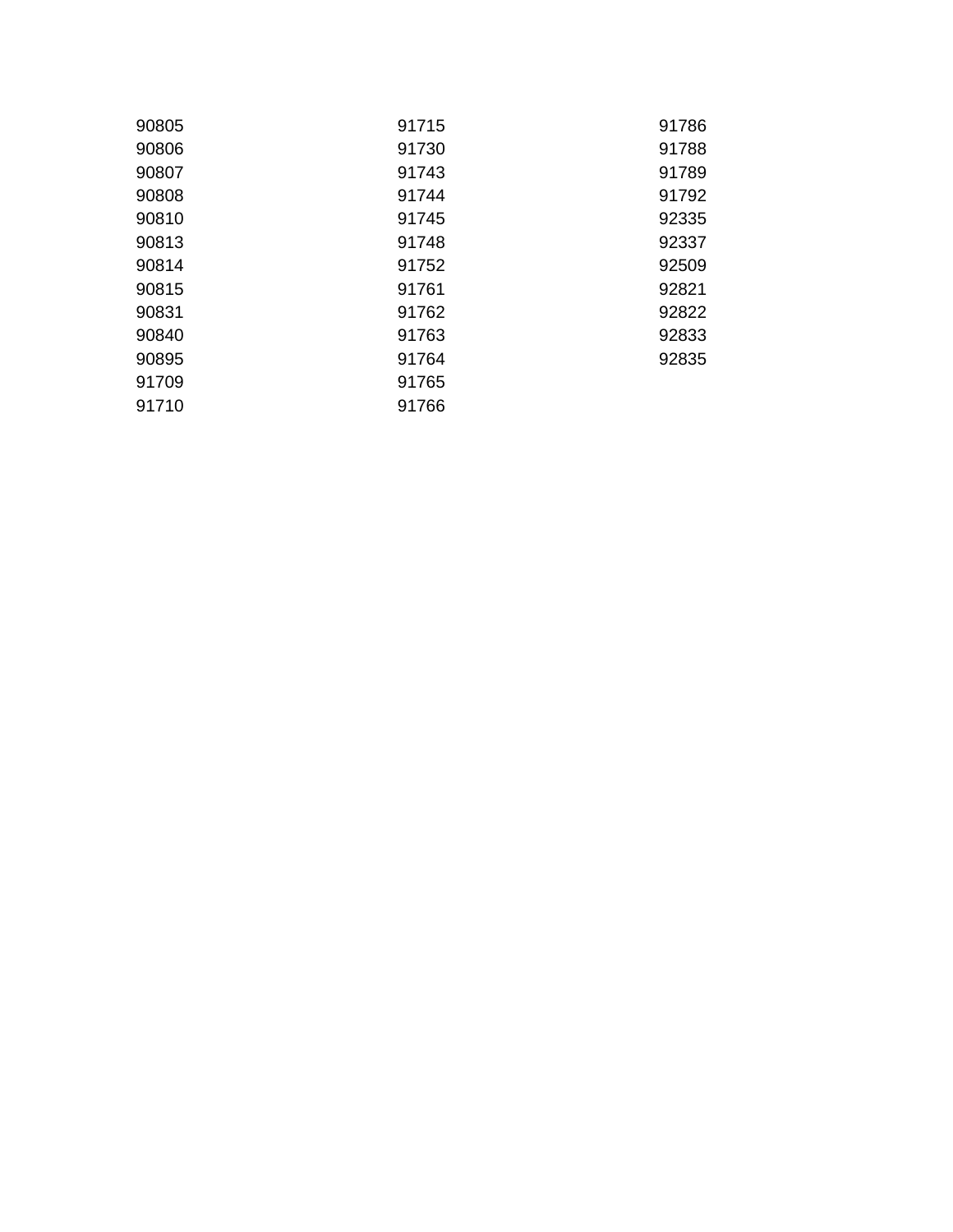| | | |
|---|---|---|
| 90805 | 91715 | 91786 |
| 90806 | 91730 | 91788 |
| 90807 | 91743 | 91789 |
| 90808 | 91744 | 91792 |
| 90810 | 91745 | 92335 |
| 90813 | 91748 | 92337 |
| 90814 | 91752 | 92509 |
| 90815 | 91761 | 92821 |
| 90831 | 91762 | 92822 |
| 90840 | 91763 | 92833 |
| 90895 | 91764 | 92835 |
| 91709 | 91765 | |
| 91710 | 91766 | |